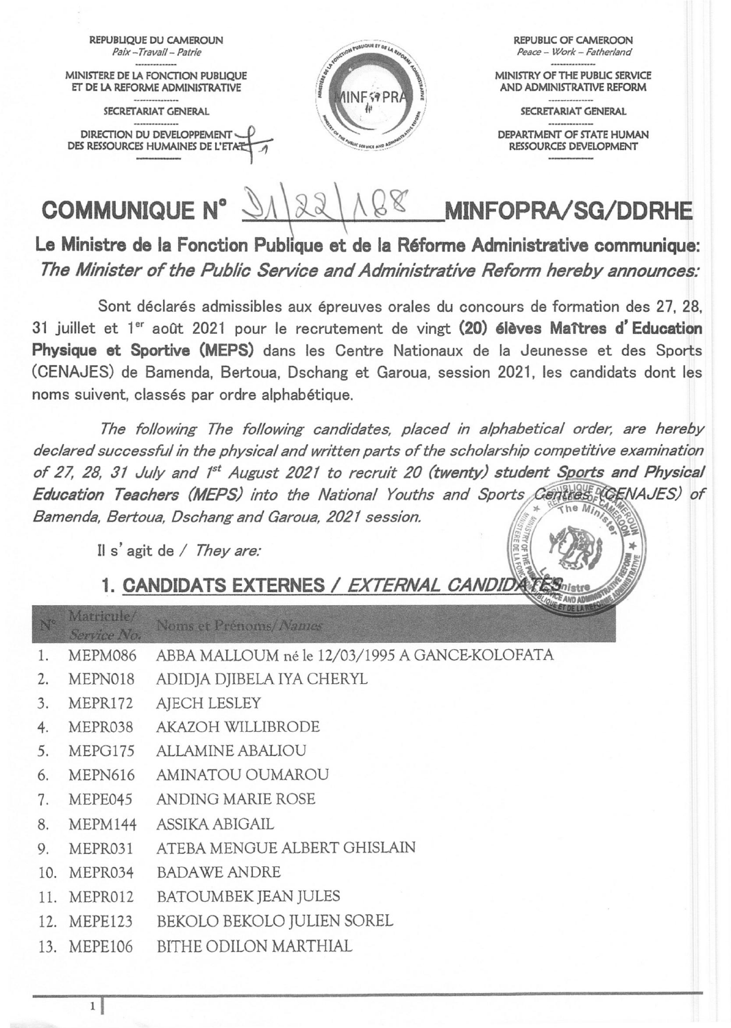REPUBLIQUE DU CAMEROUN
*Paix –Travail – Patrie*

MINISTERE DE LA FONCTION PUBLIQUE ET DE LA REFORME ADMINISTRATIVE

SECRETARIAT GENERAL

DIRECTION DU DEVELOPPEMENT DES RESSOURCES HUMAINES DE L'ETAT

REPUBLIC OF CAMEROON
*Peace – Work – Fatherland*

MINISTRY OF THE PUBLIC SERVICE AND ADMINISTRATIVE REFORM

SECRETARIAT GENERAL

DEPARTMENT OF STATE HUMAN RESSOURCES DEVELOPMENT

# COMMUNIQUE N° 21/22/188 MINFOPRA/SG/DDRHE

**Le Ministre de la Fonction Publique et de la Réforme Administrative communique:**
***The Minister of the Public Service and Administrative Reform hereby announces:***

Sont déclarés admissibles aux épreuves orales du concours de formation des 27, 28, 31 juillet et 1[er] août 2021 pour le recrutement de vingt **(20) élèves Maîtres d'Education Physique et Sportive (MEPS)** dans les Centre Nationaux de la Jeunesse et des Sports (CENAJES) de Bamenda, Bertoua, Dschang et Garoua, session 2021, les candidats dont les noms suivent, classés par ordre alphabétique.

*The following The following candidates, placed in alphabetical order, are hereby declared successful in the physical and written parts of the scholarship competitive examination of 27, 28, 31 July and 1[st] August 2021 to recruit 20 (twenty) student Sports and Physical Education Teachers (MEPS) into the National Youths and Sports Centres (CENAJES) of Bamenda, Bertoua, Dschang and Garoua, 2021 session.*

Il s'agit de / *They are:*

## 1. CANDIDATS EXTERNES / *EXTERNAL CANDIDATES*

| N° | Matricule/ *Service No.* | Noms et Prénoms/*Names* |
|---|---|---|
| 1. | MEPM086 | ABBA MALLOUM né le 12/03/1995 A GANCE-KOLOFATA |
| 2. | MEPN018 | ADIDJA DJIBELA IYA CHERYL |
| 3. | MEPR172 | AJECH LESLEY |
| 4. | MEPR038 | AKAZOH WILLIBRODE |
| 5. | MEPG175 | ALLAMINE ABALIOU |
| 6. | MEPN616 | AMINATOU OUMAROU |
| 7. | MEPE045 | ANDING MARIE ROSE |
| 8. | MEPM144 | ASSIKA ABIGAIL |
| 9. | MEPR031 | ATEBA MENGUE ALBERT GHISLAIN |
| 10. | MEPR034 | BADAWE ANDRE |
| 11. | MEPR012 | BATOUMBEK JEAN JULES |
| 12. | MEPE123 | BEKOLO BEKOLO JULIEN SOREL |
| 13. | MEPE106 | BITHE ODILON MARTHIAL |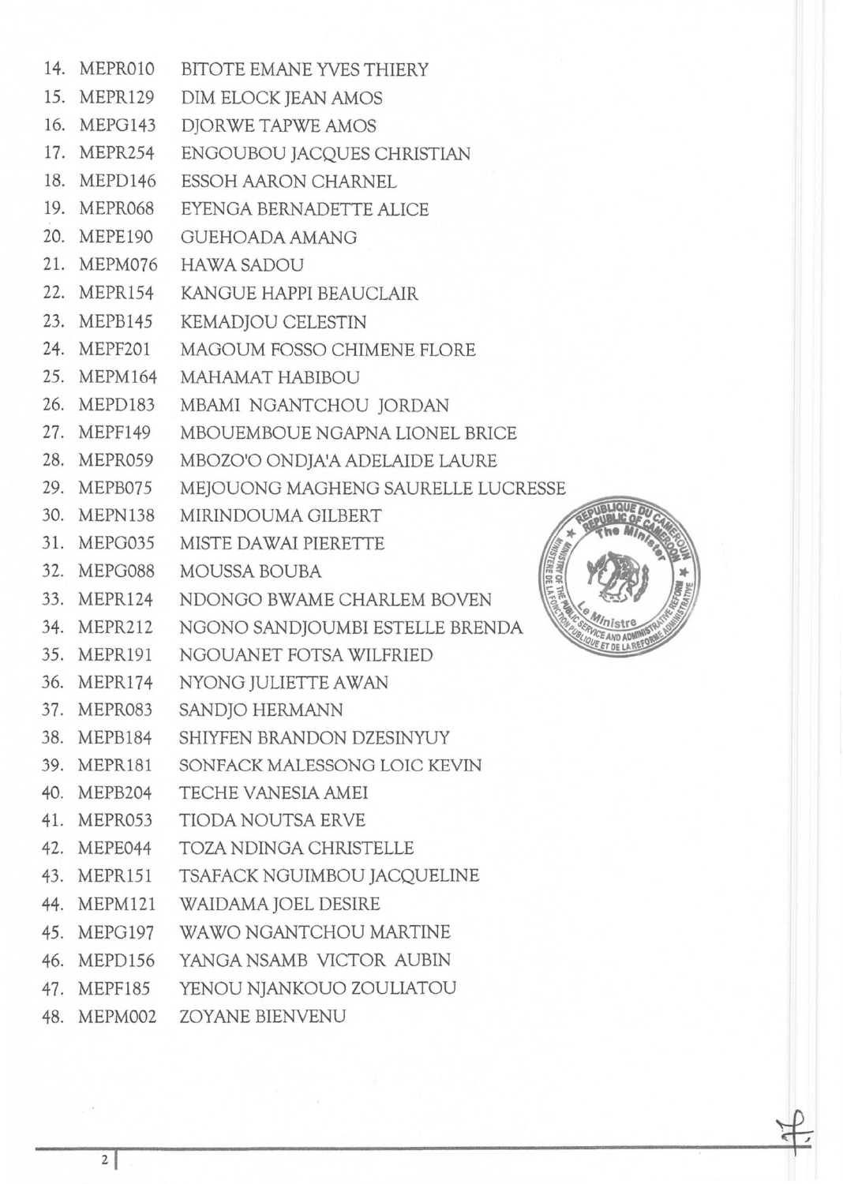14. MEPR010 BITOTE EMANE YVES THIERY
15. MEPR129 DIM ELOCK JEAN AMOS
16. MEPG143 DJORWE TAPWE AMOS
17. MEPR254 ENGOUBOU JACQUES CHRISTIAN
18. MEPD146 ESSOH AARON CHARNEL
19. MEPR068 EYENGA BERNADETTE ALICE
20. MEPE190 GUEHOADA AMANG
21. MEPM076 HAWA SADOU
22. MEPR154 KANGUE HAPPI BEAUCLAIR
23. MEPB145 KEMADJOU CELESTIN
24. MEPF201 MAGOUM FOSSO CHIMENE FLORE
25. MEPM164 MAHAMAT HABIBOU
26. MEPD183 MBAMI NGANTCHOU JORDAN
27. MEPF149 MBOUEMBOUE NGAPNA LIONEL BRICE
28. MEPR059 MBOZO'O ONDJA'A ADELAIDE LAURE
29. MEPB075 MEJOUONG MAGHENG SAURELLE LUCRESSE
30. MEPN138 MIRINDOUMA GILBERT
31. MEPG035 MISTE DAWAI PIERETTE
32. MEPG088 MOUSSA BOUBA
33. MEPR124 NDONGO BWAME CHARLEM BOVEN
34. MEPR212 NGONO SANDJOUMBI ESTELLE BRENDA
35. MEPR191 NGOUANET FOTSA WILFRIED
36. MEPR174 NYONG JULIETTE AWAN
37. MEPR083 SANDJO HERMANN
38. MEPB184 SHIYFEN BRANDON DZESINYUY
39. MEPR181 SONFACK MALESSONG LOIC KEVIN
40. MEPB204 TECHE VANESIA AMEI
41. MEPR053 TIODA NOUTSA ERVE
42. MEPE044 TOZA NDINGA CHRISTELLE
43. MEPR151 TSAFACK NGUIMBOU JACQUELINE
44. MEPM121 WAIDAMA JOEL DESIRE
45. MEPG197 WAWO NGANTCHOU MARTINE
46. MEPD156 YANGA NSAMB VICTOR AUBIN
47. MEPF185 YENOU NJANKOUO ZOULIATOU
48. MEPM002 ZOYANE BIENVENU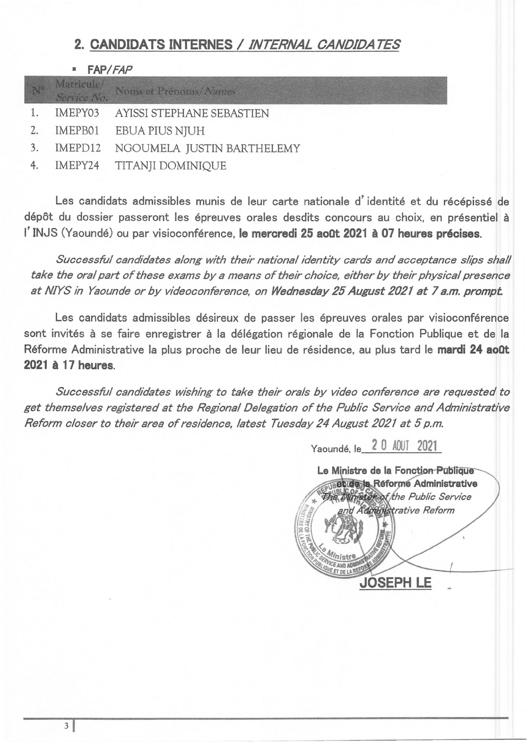## 2. CANDIDATS INTERNES / *INTERNAL CANDIDATES*

- **FAP/*FAP***

| N° | Matricule/ *Service No.* | Noms et Prénoms/ *Names* |
|---|---|---|
| 1. | IMEPY03 | AYISSI STEPHANE SEBASTIEN |
| 2. | IMEPB01 | EBUA PIUS NJUH |
| 3. | IMEPD12 | NGOUMELA JUSTIN BARTHELEMY |
| 4. | IMEPY24 | TITANJI DOMINIQUE |

Les candidats admissibles munis de leur carte nationale d'identité et du récépissé de dépôt du dossier passeront les épreuves orales desdits concours au choix, en présentiel à l'INJS (Yaoundé) ou par visioconférence, **le mercredi 25 août 2021 à 07 heures précises.**

*Successful candidates along with their national identity cards and acceptance slips shall take the oral part of these exams by a means of their choice, either by their physical presence at NIYS in Yaounde or by videoconference, on **Wednesday 25 August 2021 at 7 a.m. prompt.***

Les candidats admissibles désireux de passer les épreuves orales par visioconférence sont invités à se faire enregistrer à la délégation régionale de la Fonction Publique et de la Réforme Administrative la plus proche de leur lieu de résidence, au plus tard le **mardi 24 août 2021 à 17 heures.**

*Successful candidates wishing to take their orals by video conference are requested to get themselves registered at the Regional Delegation of the Public Service and Administrative Reform closer to their area of residence, latest Tuesday 24 August 2021 at 5 p.m.*

Yaoundé, le 20 AOUT 2021

**Le Ministre de la Fonction Publique et de la Réforme Administrative**

***The Minister of the Public Service and Administrative Reform***

**JOSEPH LE**